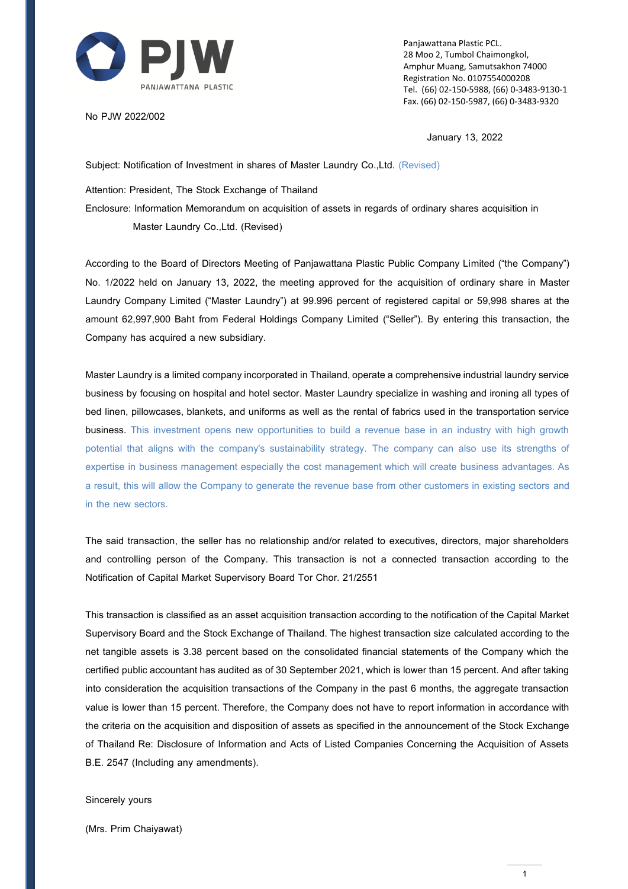**PJW**
PANJAWATTANA PLASTIC

Panjawattana Plastic PCL.
28 Moo 2, Tumbol Chaimongkol,
Amphur Muang, Samutsakhon 74000
Registration No. 0107554000208
Tel. (66) 02-150-5988, (66) 0-3483-9130-1
Fax. (66) 02-150-5987, (66) 0-3483-9320

No PJW 2022/002

January 13, 2022

Subject: Notification of Investment in shares of Master Laundry Co.,Ltd. (Revised)

Attention: President, The Stock Exchange of Thailand

Enclosure: Information Memorandum on acquisition of assets in regards of ordinary shares acquisition in Master Laundry Co.,Ltd. (Revised)

According to the Board of Directors Meeting of Panjawattana Plastic Public Company Limited ("the Company") No. 1/2022 held on January 13, 2022, the meeting approved for the acquisition of ordinary share in Master Laundry Company Limited ("Master Laundry") at 99.996 percent of registered capital or 59,998 shares at the amount 62,997,900 Baht from Federal Holdings Company Limited ("Seller"). By entering this transaction, the Company has acquired a new subsidiary.

Master Laundry is a limited company incorporated in Thailand, operate a comprehensive industrial laundry service business by focusing on hospital and hotel sector. Master Laundry specialize in washing and ironing all types of bed linen, pillowcases, blankets, and uniforms as well as the rental of fabrics used in the transportation service business. This investment opens new opportunities to build a revenue base in an industry with high growth potential that aligns with the company's sustainability strategy. The company can also use its strengths of expertise in business management especially the cost management which will create business advantages. As a result, this will allow the Company to generate the revenue base from other customers in existing sectors and in the new sectors.

The said transaction, the seller has no relationship and/or related to executives, directors, major shareholders and controlling person of the Company. This transaction is not a connected transaction according to the Notification of Capital Market Supervisory Board Tor Chor. 21/2551

This transaction is classified as an asset acquisition transaction according to the notification of the Capital Market Supervisory Board and the Stock Exchange of Thailand. The highest transaction size calculated according to the net tangible assets is 3.38 percent based on the consolidated financial statements of the Company which the certified public accountant has audited as of 30 September 2021, which is lower than 15 percent. And after taking into consideration the acquisition transactions of the Company in the past 6 months, the aggregate transaction value is lower than 15 percent. Therefore, the Company does not have to report information in accordance with the criteria on the acquisition and disposition of assets as specified in the announcement of the Stock Exchange of Thailand Re: Disclosure of Information and Acts of Listed Companies Concerning the Acquisition of Assets B.E. 2547 (Including any amendments).

Sincerely yours

(Mrs. Prim Chaiyawat)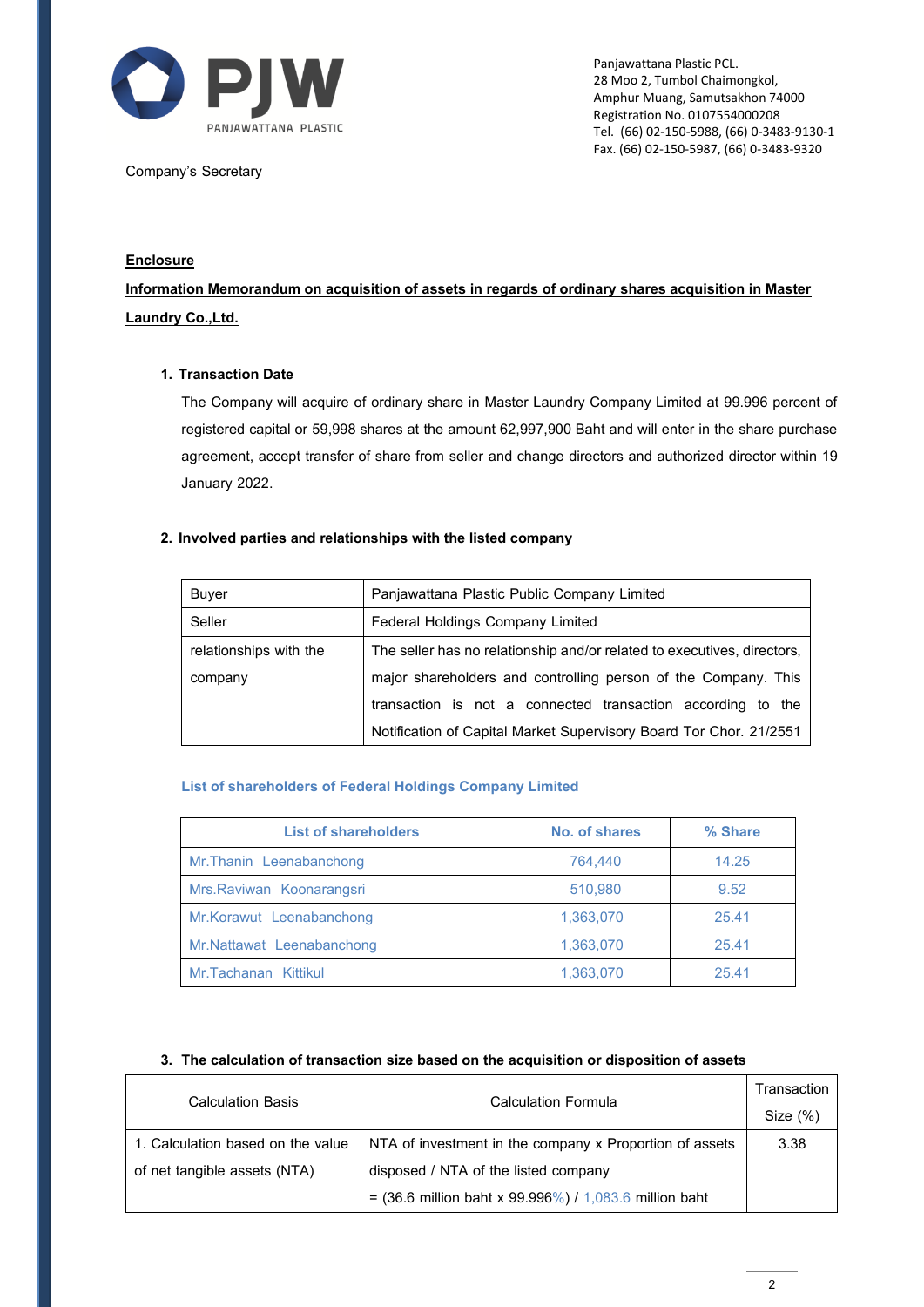Panjawattana Plastic PCL.
28 Moo 2, Tumbol Chaimongkol,
Amphur Muang, Samutsakhon 74000
Registration No. 0107554000208
Tel. (66) 02-150-5988, (66) 0-3483-9130-1
Fax. (66) 02-150-5987, (66) 0-3483-9320

Company's Secretary

**Enclosure**

**Information Memorandum on acquisition of assets in regards of ordinary shares acquisition in Master Laundry Co.,Ltd.**

1. **Transaction Date**

   The Company will acquire of ordinary share in Master Laundry Company Limited at 99.996 percent of registered capital or 59,998 shares at the amount 62,997,900 Baht and will enter in the share purchase agreement, accept transfer of share from seller and change directors and authorized director within 19 January 2022.

2. **Involved parties and relationships with the listed company**

| Buyer | Panjawattana Plastic Public Company Limited |
|---|---|
| Seller | Federal Holdings Company Limited |
| relationships with the company | The seller has no relationship and/or related to executives, directors, major shareholders and controlling person of the Company. This transaction is not a connected transaction according to the Notification of Capital Market Supervisory Board Tor Chor. 21/2551 |

**List of shareholders of Federal Holdings Company Limited**

| List of shareholders | No. of shares | % Share |
|---|---|---|
| Mr.Thanin Leenabanchong | 764,440 | 14.25 |
| Mrs.Raviwan Koonarangsri | 510,980 | 9.52 |
| Mr.Korawut Leenabanchong | 1,363,070 | 25.41 |
| Mr.Nattawat Leenabanchong | 1,363,070 | 25.41 |
| Mr.Tachanan Kittikul | 1,363,070 | 25.41 |

3. **The calculation of transaction size based on the acquisition or disposition of assets**

| Calculation Basis | Calculation Formula | Transaction Size (%) |
|---|---|---|
| 1. Calculation based on the value of net tangible assets (NTA) | NTA of investment in the company x Proportion of assets disposed / NTA of the listed company<br>= (36.6 million baht x 99.996%) / 1,083.6 million baht | 3.38 |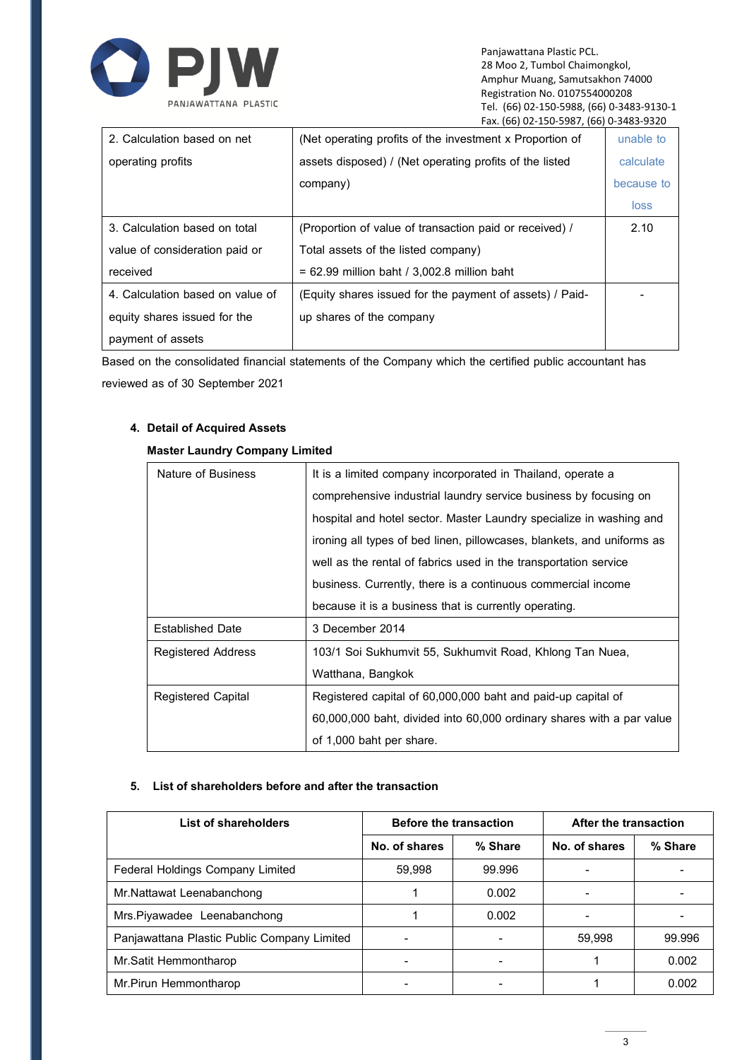| | | |
|---|---|---|
| 2. Calculation based on net operating profits | (Net operating profits of the investment x Proportion of assets disposed) / (Net operating profits of the listed company) | unable to calculate because to loss |
| 3. Calculation based on total value of consideration paid or received | (Proportion of value of transaction paid or received) / Total assets of the listed company)<br>= 62.99 million baht / 3,002.8 million baht | 2.10 |
| 4. Calculation based on value of equity shares issued for the payment of assets | (Equity shares issued for the payment of assets) / Paid-up shares of the company | - |

Based on the consolidated financial statements of the Company which the certified public accountant has reviewed as of 30 September 2021

## 4. Detail of Acquired Assets

**Master Laundry Company Limited**

| | |
|---|---|
| Nature of Business | It is a limited company incorporated in Thailand, operate a comprehensive industrial laundry service business by focusing on hospital and hotel sector. Master Laundry specialize in washing and ironing all types of bed linen, pillowcases, blankets, and uniforms as well as the rental of fabrics used in the transportation service business. Currently, there is a continuous commercial income because it is a business that is currently operating. |
| Established Date | 3 December 2014 |
| Registered Address | 103/1 Soi Sukhumvit 55, Sukhumvit Road, Khlong Tan Nuea, Watthana, Bangkok |
| Registered Capital | Registered capital of 60,000,000 baht and paid-up capital of 60,000,000 baht, divided into 60,000 ordinary shares with a par value of 1,000 baht per share. |

## 5. List of shareholders before and after the transaction

| List of shareholders | Before the transaction | | After the transaction | |
|---|---|---|---|---|
| | No. of shares | % Share | No. of shares | % Share |
| Federal Holdings Company Limited | 59,998 | 99.996 | - | - |
| Mr.Nattawat Leenabanchong | 1 | 0.002 | - | - |
| Mrs.Piyawadee Leenabanchong | 1 | 0.002 | - | - |
| Panjawattana Plastic Public Company Limited | - | - | 59,998 | 99.996 |
| Mr.Satit Hemmontharop | - | - | 1 | 0.002 |
| Mr.Pirun Hemmontharop | - | - | 1 | 0.002 |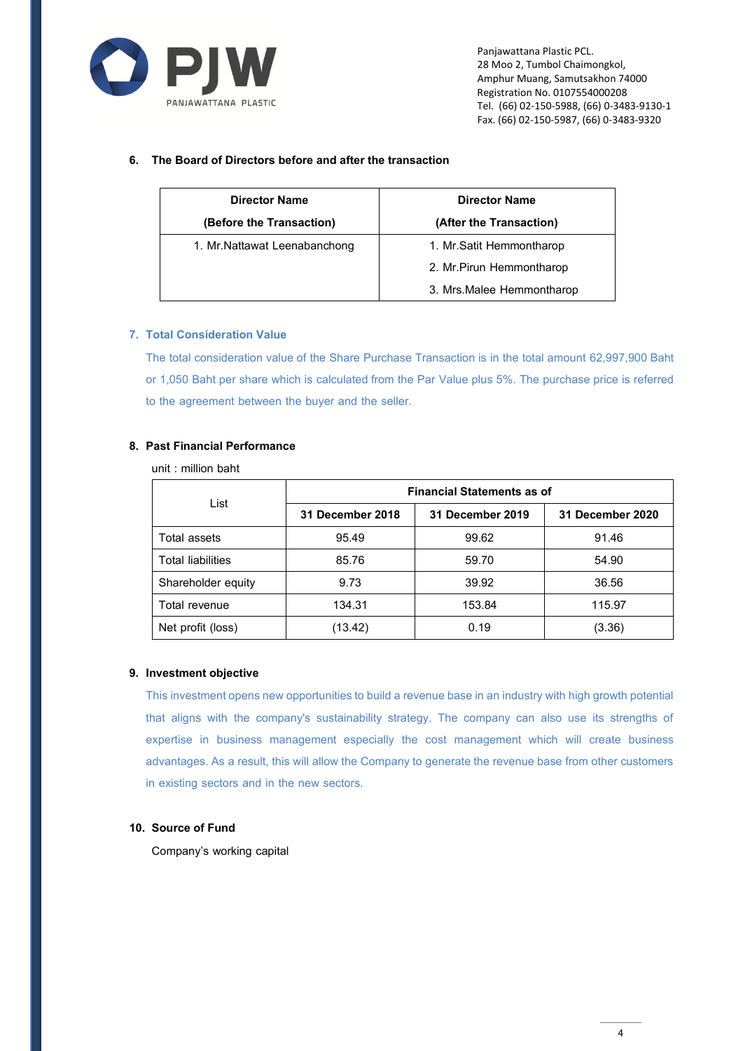Panjawattana Plastic PCL.
28 Moo 2, Tumbol Chaimongkol,
Amphur Muang, Samutsakhon 74000
Registration No. 0107554000208
Tel. (66) 02-150-5988, (66) 0-3483-9130-1
Fax. (66) 02-150-5987, (66) 0-3483-9320

**6. The Board of Directors before and after the transaction**

| Director Name (Before the Transaction) | Director Name (After the Transaction) |
|---|---|
| 1. Mr.Nattawat Leenabanchong | 1. Mr.Satit Hemmontharop |
| | 2. Mr.Pirun Hemmontharop |
| | 3. Mrs.Malee Hemmontharop |

**7. Total Consideration Value**

The total consideration value of the Share Purchase Transaction is in the total amount 62,997,900 Baht or 1,050 Baht per share which is calculated from the Par Value plus 5%. The purchase price is referred to the agreement between the buyer and the seller.

**8. Past Financial Performance**

unit : million baht

| List | Financial Statements as of | | |
|---|---|---|---|
| | 31 December 2018 | 31 December 2019 | 31 December 2020 |
| Total assets | 95.49 | 99.62 | 91.46 |
| Total liabilities | 85.76 | 59.70 | 54.90 |
| Shareholder equity | 9.73 | 39.92 | 36.56 |
| Total revenue | 134.31 | 153.84 | 115.97 |
| Net profit (loss) | (13.42) | 0.19 | (3.36) |

**9. Investment objective**

This investment opens new opportunities to build a revenue base in an industry with high growth potential that aligns with the company's sustainability strategy. The company can also use its strengths of expertise in business management especially the cost management which will create business advantages. As a result, this will allow the Company to generate the revenue base from other customers in existing sectors and in the new sectors.

**10. Source of Fund**

Company's working capital